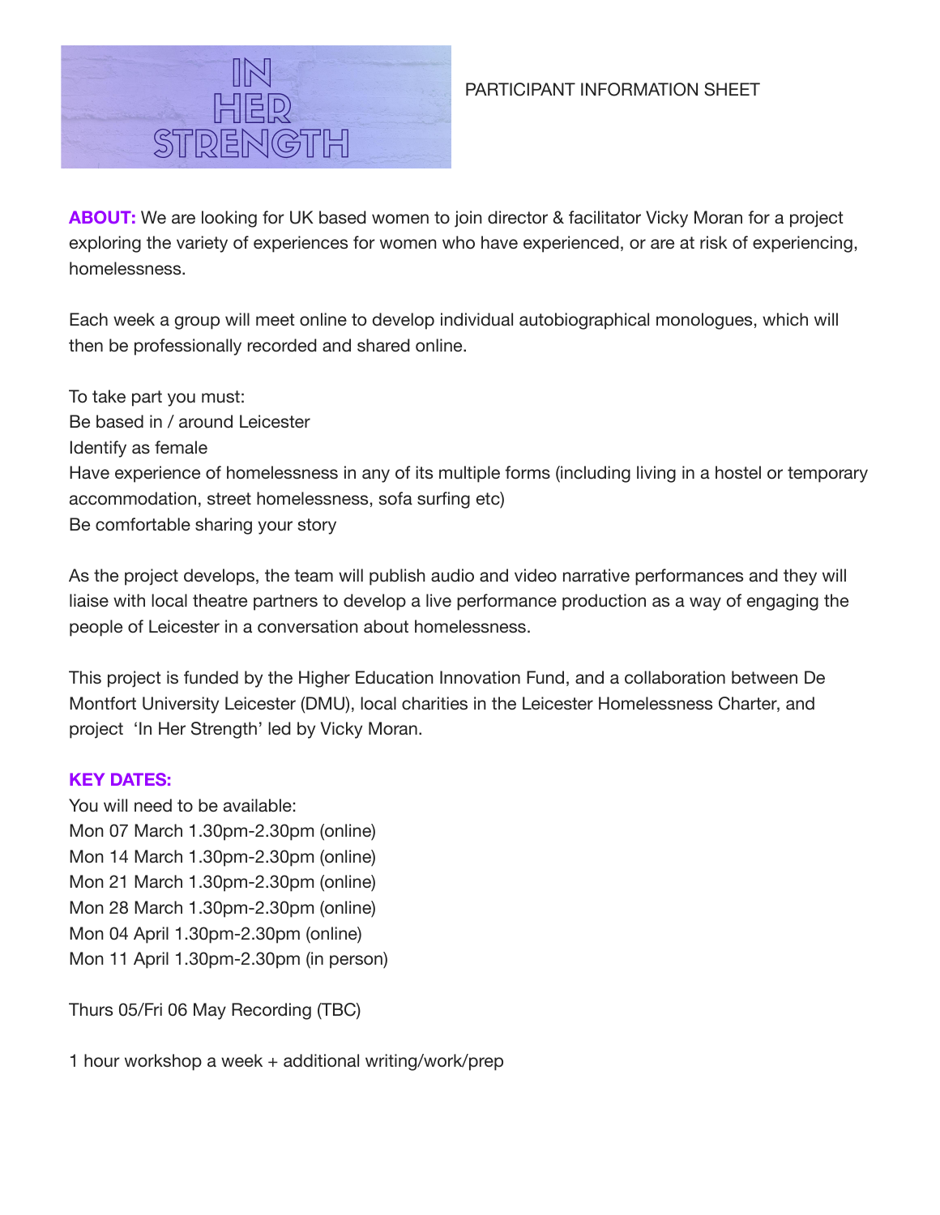# IN HER STRENGTH

PARTICIPANT INFORMATION SHEET

**ABOUT:** We are looking for UK based women to join director & facilitator Vicky Moran for a project exploring the variety of experiences for women who have experienced, or are at risk of experiencing, homelessness.

Each week a group will meet online to develop individual autobiographical monologues, which will then be professionally recorded and shared online.

To take part you must:
Be based in / around Leicester
Identify as female
Have experience of homelessness in any of its multiple forms (including living in a hostel or temporary accommodation, street homelessness, sofa surfing etc)
Be comfortable sharing your story

As the project develops, the team will publish audio and video narrative performances and they will liaise with local theatre partners to develop a live performance production as a way of engaging the people of Leicester in a conversation about homelessness.

This project is funded by the Higher Education Innovation Fund, and a collaboration between De Montfort University Leicester (DMU), local charities in the Leicester Homelessness Charter, and project 'In Her Strength' led by Vicky Moran.

**KEY DATES:**

You will need to be available:
Mon 07 March 1.30pm-2.30pm (online)
Mon 14 March 1.30pm-2.30pm (online)
Mon 21 March 1.30pm-2.30pm (online)
Mon 28 March 1.30pm-2.30pm (online)
Mon 04 April 1.30pm-2.30pm (online)
Mon 11 April 1.30pm-2.30pm (in person)

Thurs 05/Fri 06 May Recording (TBC)

1 hour workshop a week + additional writing/work/prep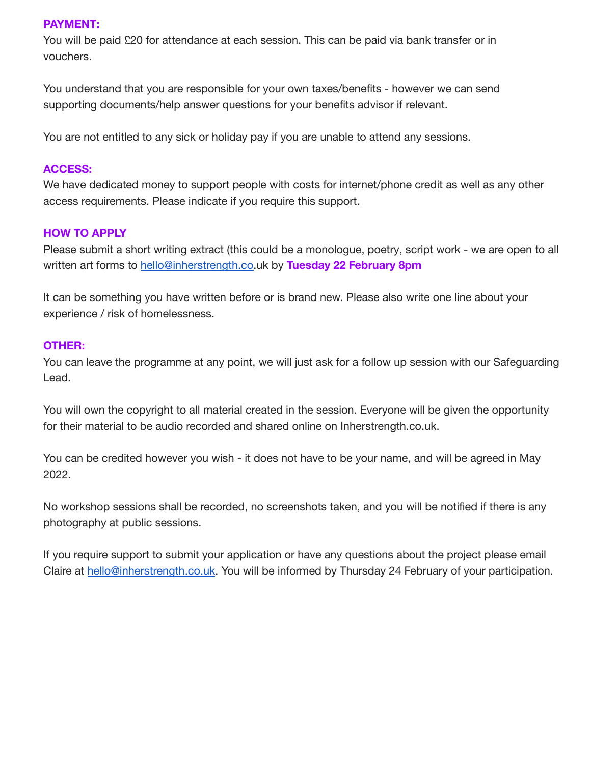## PAYMENT:

You will be paid £20 for attendance at each session. This can be paid via bank transfer or in vouchers.

You understand that you are responsible for your own taxes/benefits - however we can send supporting documents/help answer questions for your benefits advisor if relevant.

You are not entitled to any sick or holiday pay if you are unable to attend any sessions.

## ACCESS:

We have dedicated money to support people with costs for internet/phone credit as well as any other access requirements. Please indicate if you require this support.

## HOW TO APPLY

Please submit a short writing extract (this could be a monologue, poetry, script work - we are open to all written art forms to hello@inherstrength.co.uk by **Tuesday 22 February 8pm**

It can be something you have written before or is brand new. Please also write one line about your experience / risk of homelessness.

## OTHER:

You can leave the programme at any point, we will just ask for a follow up session with our Safeguarding Lead.

You will own the copyright to all material created in the session. Everyone will be given the opportunity for their material to be audio recorded and shared online on Inherstrength.co.uk.

You can be credited however you wish - it does not have to be your name, and will be agreed in May 2022.

No workshop sessions shall be recorded, no screenshots taken, and you will be notified if there is any photography at public sessions.

If you require support to submit your application or have any questions about the project please email Claire at hello@inherstrength.co.uk. You will be informed by Thursday 24 February of your participation.